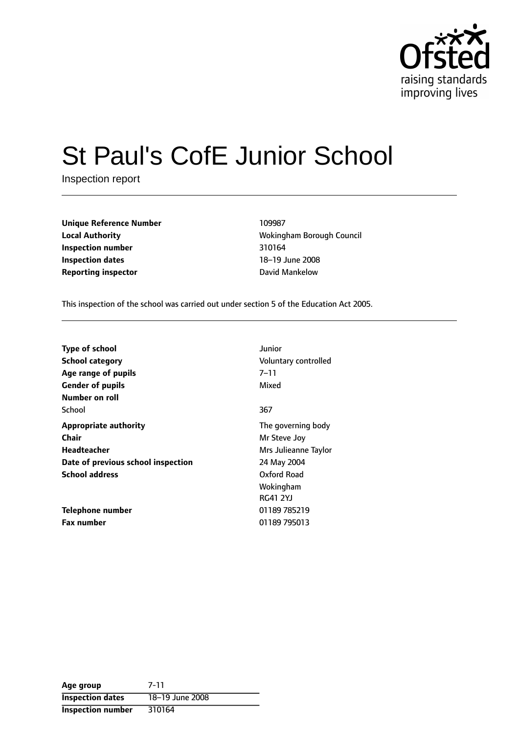Ofsted
raising standards
improving lives

# St Paul's CofE Junior School

Inspection report

| | |
|---|---|
| **Unique Reference Number** | 109987 |
| **Local Authority** | Wokingham Borough Council |
| **Inspection number** | 310164 |
| **Inspection dates** | 18–19 June 2008 |
| **Reporting inspector** | David Mankelow |

This inspection of the school was carried out under section 5 of the Education Act 2005.

| | |
|---|---|
| **Type of school** | Junior |
| **School category** | Voluntary controlled |
| **Age range of pupils** | 7–11 |
| **Gender of pupils** | Mixed |
| **Number on roll** | |
| School | 367 |
| **Appropriate authority** | The governing body |
| **Chair** | Mr Steve Joy |
| **Headteacher** | Mrs Julieanne Taylor |
| **Date of previous school inspection** | 24 May 2004 |
| **School address** | Oxford Road<br>Wokingham<br>RG41 2YJ |
| **Telephone number** | 01189 785219 |
| **Fax number** | 01189 795013 |

| | |
|---|---|
| **Age group** | 7-11 |
| **Inspection dates** | 18–19 June 2008 |
| **Inspection number** | 310164 |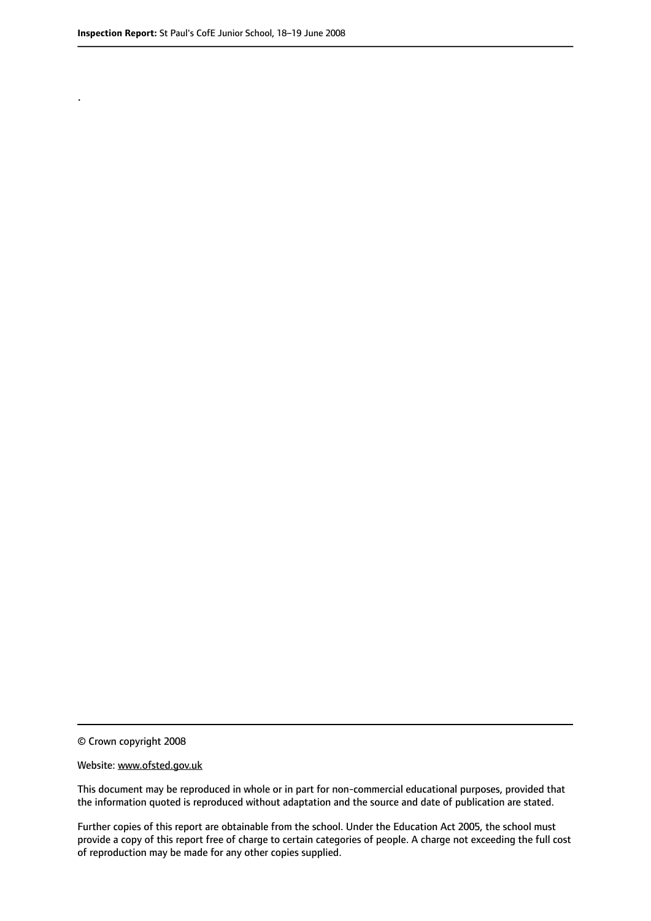.

© Crown copyright 2008

Website: www.ofsted.gov.uk

This document may be reproduced in whole or in part for non-commercial educational purposes, provided that the information quoted is reproduced without adaptation and the source and date of publication are stated.

Further copies of this report are obtainable from the school. Under the Education Act 2005, the school must provide a copy of this report free of charge to certain categories of people. A charge not exceeding the full cost of reproduction may be made for any other copies supplied.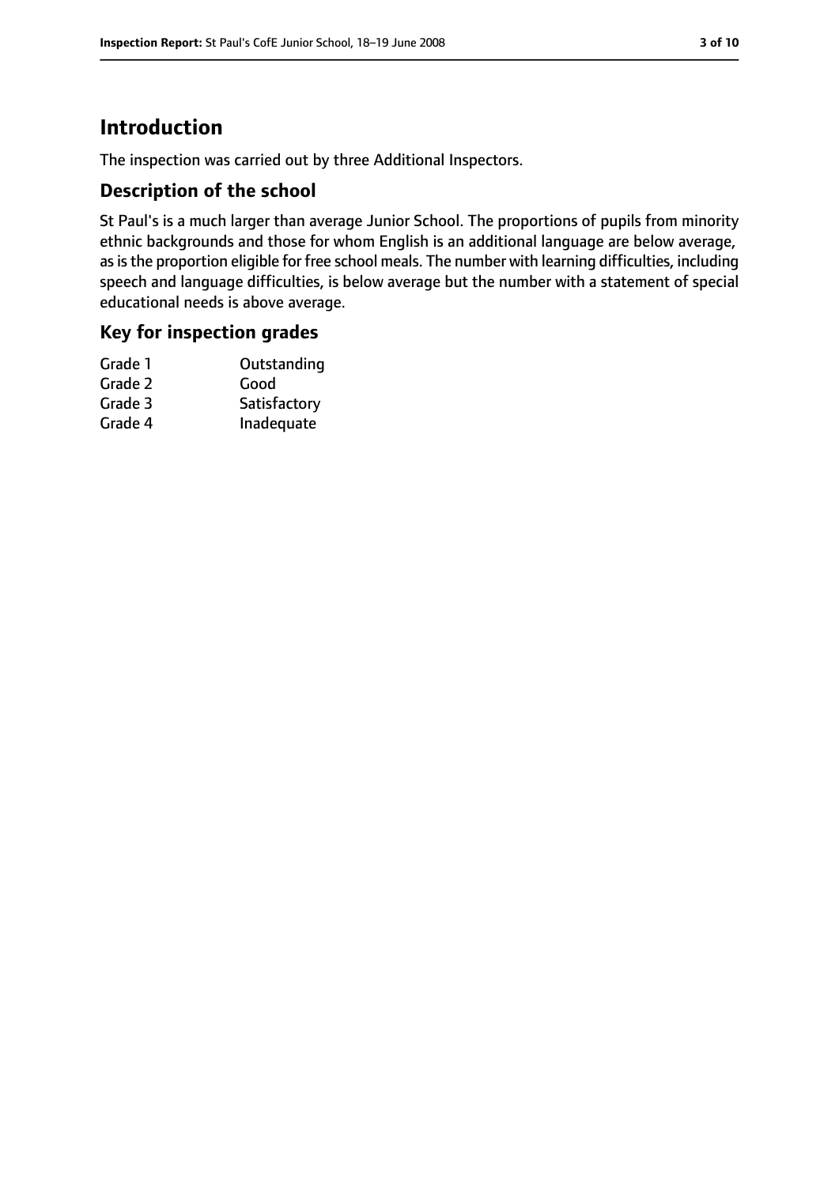# Introduction

The inspection was carried out by three Additional Inspectors.

## Description of the school

St Paul's is a much larger than average Junior School. The proportions of pupils from minority ethnic backgrounds and those for whom English is an additional language are below average, as is the proportion eligible for free school meals. The number with learning difficulties, including speech and language difficulties, is below average but the number with a statement of special educational needs is above average.

## Key for inspection grades

| | |
|---|---|
| Grade 1 | Outstanding |
| Grade 2 | Good |
| Grade 3 | Satisfactory |
| Grade 4 | Inadequate |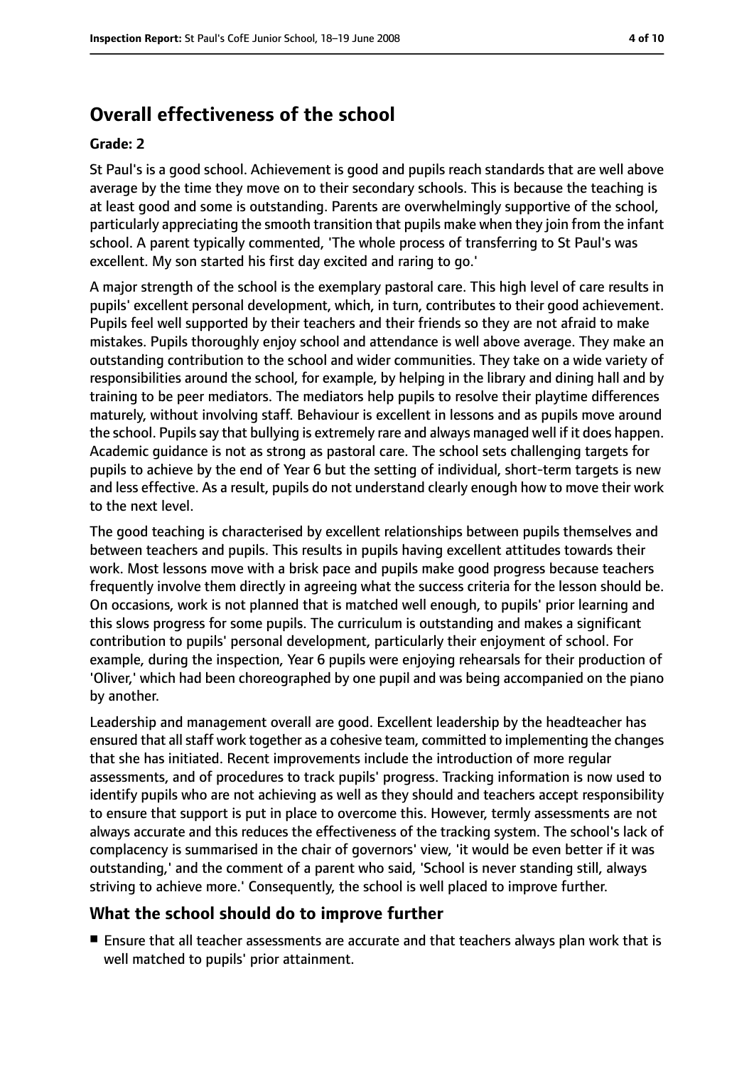## Overall effectiveness of the school

### Grade: 2

St Paul's is a good school. Achievement is good and pupils reach standards that are well above average by the time they move on to their secondary schools. This is because the teaching is at least good and some is outstanding. Parents are overwhelmingly supportive of the school, particularly appreciating the smooth transition that pupils make when they join from the infant school. A parent typically commented, 'The whole process of transferring to St Paul's was excellent. My son started his first day excited and raring to go.'

A major strength of the school is the exemplary pastoral care. This high level of care results in pupils' excellent personal development, which, in turn, contributes to their good achievement. Pupils feel well supported by their teachers and their friends so they are not afraid to make mistakes. Pupils thoroughly enjoy school and attendance is well above average. They make an outstanding contribution to the school and wider communities. They take on a wide variety of responsibilities around the school, for example, by helping in the library and dining hall and by training to be peer mediators. The mediators help pupils to resolve their playtime differences maturely, without involving staff. Behaviour is excellent in lessons and as pupils move around the school. Pupils say that bullying is extremely rare and always managed well if it does happen. Academic guidance is not as strong as pastoral care. The school sets challenging targets for pupils to achieve by the end of Year 6 but the setting of individual, short-term targets is new and less effective. As a result, pupils do not understand clearly enough how to move their work to the next level.

The good teaching is characterised by excellent relationships between pupils themselves and between teachers and pupils. This results in pupils having excellent attitudes towards their work. Most lessons move with a brisk pace and pupils make good progress because teachers frequently involve them directly in agreeing what the success criteria for the lesson should be. On occasions, work is not planned that is matched well enough, to pupils' prior learning and this slows progress for some pupils. The curriculum is outstanding and makes a significant contribution to pupils' personal development, particularly their enjoyment of school. For example, during the inspection, Year 6 pupils were enjoying rehearsals for their production of 'Oliver,' which had been choreographed by one pupil and was being accompanied on the piano by another.

Leadership and management overall are good. Excellent leadership by the headteacher has ensured that all staff work together as a cohesive team, committed to implementing the changes that she has initiated. Recent improvements include the introduction of more regular assessments, and of procedures to track pupils' progress. Tracking information is now used to identify pupils who are not achieving as well as they should and teachers accept responsibility to ensure that support is put in place to overcome this. However, termly assessments are not always accurate and this reduces the effectiveness of the tracking system. The school's lack of complacency is summarised in the chair of governors' view, 'it would be even better if it was outstanding,' and the comment of a parent who said, 'School is never standing still, always striving to achieve more.' Consequently, the school is well placed to improve further.

## What the school should do to improve further

- Ensure that all teacher assessments are accurate and that teachers always plan work that is well matched to pupils' prior attainment.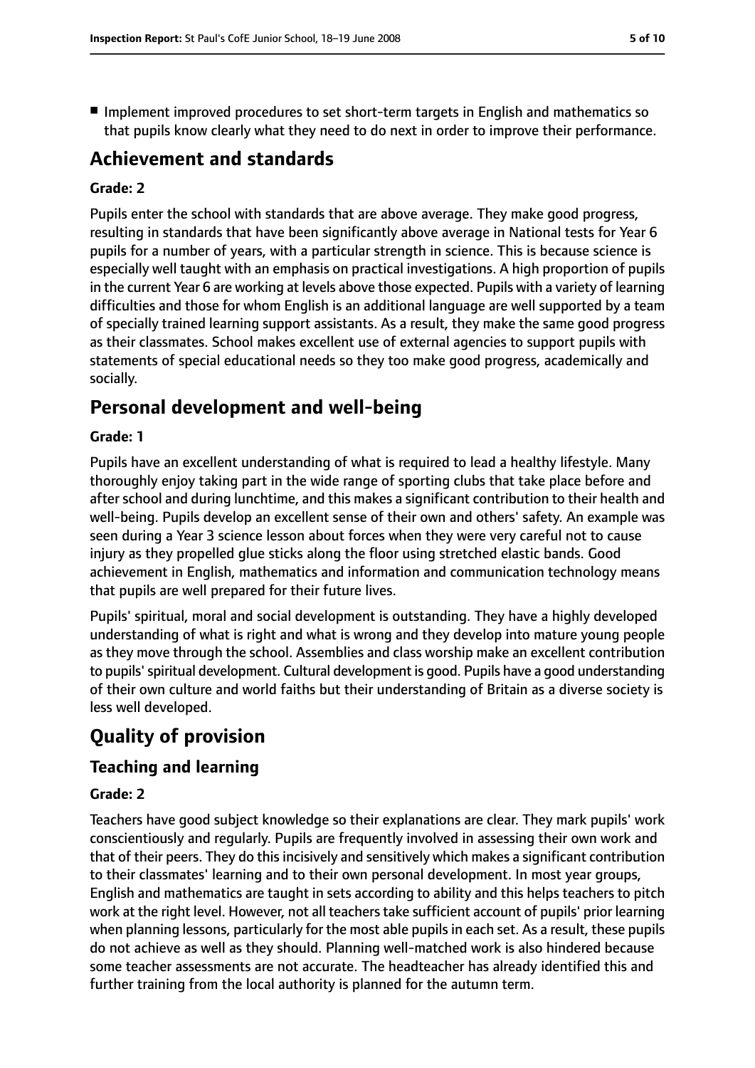- Implement improved procedures to set short-term targets in English and mathematics so that pupils know clearly what they need to do next in order to improve their performance.

## Achievement and standards

**Grade: 2**

Pupils enter the school with standards that are above average. They make good progress, resulting in standards that have been significantly above average in National tests for Year 6 pupils for a number of years, with a particular strength in science. This is because science is especially well taught with an emphasis on practical investigations. A high proportion of pupils in the current Year 6 are working at levels above those expected. Pupils with a variety of learning difficulties and those for whom English is an additional language are well supported by a team of specially trained learning support assistants. As a result, they make the same good progress as their classmates. School makes excellent use of external agencies to support pupils with statements of special educational needs so they too make good progress, academically and socially.

## Personal development and well-being

**Grade: 1**

Pupils have an excellent understanding of what is required to lead a healthy lifestyle. Many thoroughly enjoy taking part in the wide range of sporting clubs that take place before and after school and during lunchtime, and this makes a significant contribution to their health and well-being. Pupils develop an excellent sense of their own and others' safety. An example was seen during a Year 3 science lesson about forces when they were very careful not to cause injury as they propelled glue sticks along the floor using stretched elastic bands. Good achievement in English, mathematics and information and communication technology means that pupils are well prepared for their future lives.

Pupils' spiritual, moral and social development is outstanding. They have a highly developed understanding of what is right and what is wrong and they develop into mature young people as they move through the school. Assemblies and class worship make an excellent contribution to pupils' spiritual development. Cultural development is good. Pupils have a good understanding of their own culture and world faiths but their understanding of Britain as a diverse society is less well developed.

# Quality of provision

## Teaching and learning

**Grade: 2**

Teachers have good subject knowledge so their explanations are clear. They mark pupils' work conscientiously and regularly. Pupils are frequently involved in assessing their own work and that of their peers. They do this incisively and sensitively which makes a significant contribution to their classmates' learning and to their own personal development. In most year groups, English and mathematics are taught in sets according to ability and this helps teachers to pitch work at the right level. However, not all teachers take sufficient account of pupils' prior learning when planning lessons, particularly for the most able pupils in each set. As a result, these pupils do not achieve as well as they should. Planning well-matched work is also hindered because some teacher assessments are not accurate. The headteacher has already identified this and further training from the local authority is planned for the autumn term.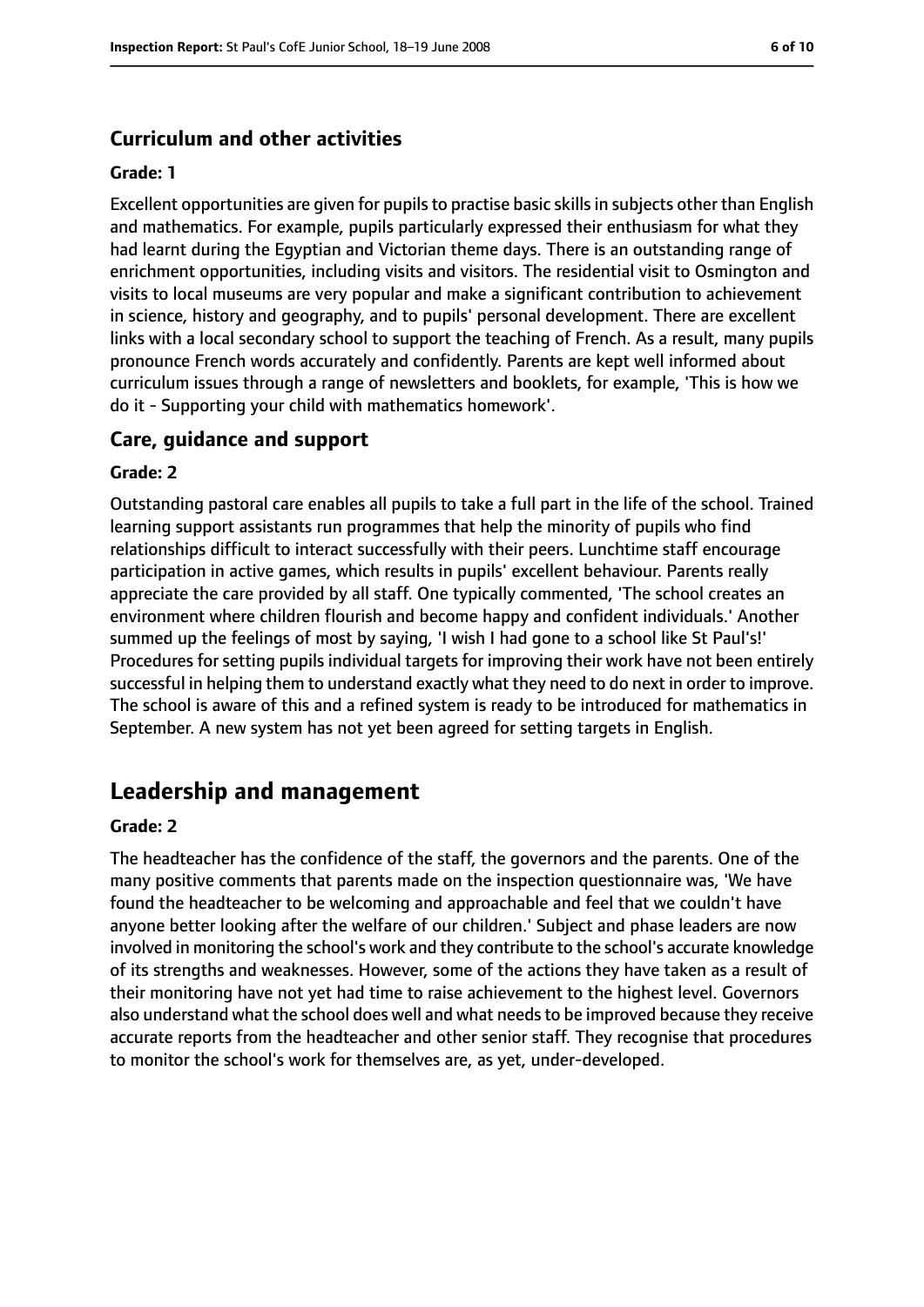### Curriculum and other activities

#### Grade: 1

Excellent opportunities are given for pupils to practise basic skills in subjects other than English and mathematics. For example, pupils particularly expressed their enthusiasm for what they had learnt during the Egyptian and Victorian theme days. There is an outstanding range of enrichment opportunities, including visits and visitors. The residential visit to Osmington and visits to local museums are very popular and make a significant contribution to achievement in science, history and geography, and to pupils' personal development. There are excellent links with a local secondary school to support the teaching of French. As a result, many pupils pronounce French words accurately and confidently. Parents are kept well informed about curriculum issues through a range of newsletters and booklets, for example, 'This is how we do it - Supporting your child with mathematics homework'.

### Care, guidance and support

#### Grade: 2

Outstanding pastoral care enables all pupils to take a full part in the life of the school. Trained learning support assistants run programmes that help the minority of pupils who find relationships difficult to interact successfully with their peers. Lunchtime staff encourage participation in active games, which results in pupils' excellent behaviour. Parents really appreciate the care provided by all staff. One typically commented, 'The school creates an environment where children flourish and become happy and confident individuals.' Another summed up the feelings of most by saying, 'I wish I had gone to a school like St Paul's!' Procedures for setting pupils individual targets for improving their work have not been entirely successful in helping them to understand exactly what they need to do next in order to improve. The school is aware of this and a refined system is ready to be introduced for mathematics in September. A new system has not yet been agreed for setting targets in English.

## Leadership and management

#### Grade: 2

The headteacher has the confidence of the staff, the governors and the parents. One of the many positive comments that parents made on the inspection questionnaire was, 'We have found the headteacher to be welcoming and approachable and feel that we couldn't have anyone better looking after the welfare of our children.' Subject and phase leaders are now involved in monitoring the school's work and they contribute to the school's accurate knowledge of its strengths and weaknesses. However, some of the actions they have taken as a result of their monitoring have not yet had time to raise achievement to the highest level. Governors also understand what the school does well and what needs to be improved because they receive accurate reports from the headteacher and other senior staff. They recognise that procedures to monitor the school's work for themselves are, as yet, under-developed.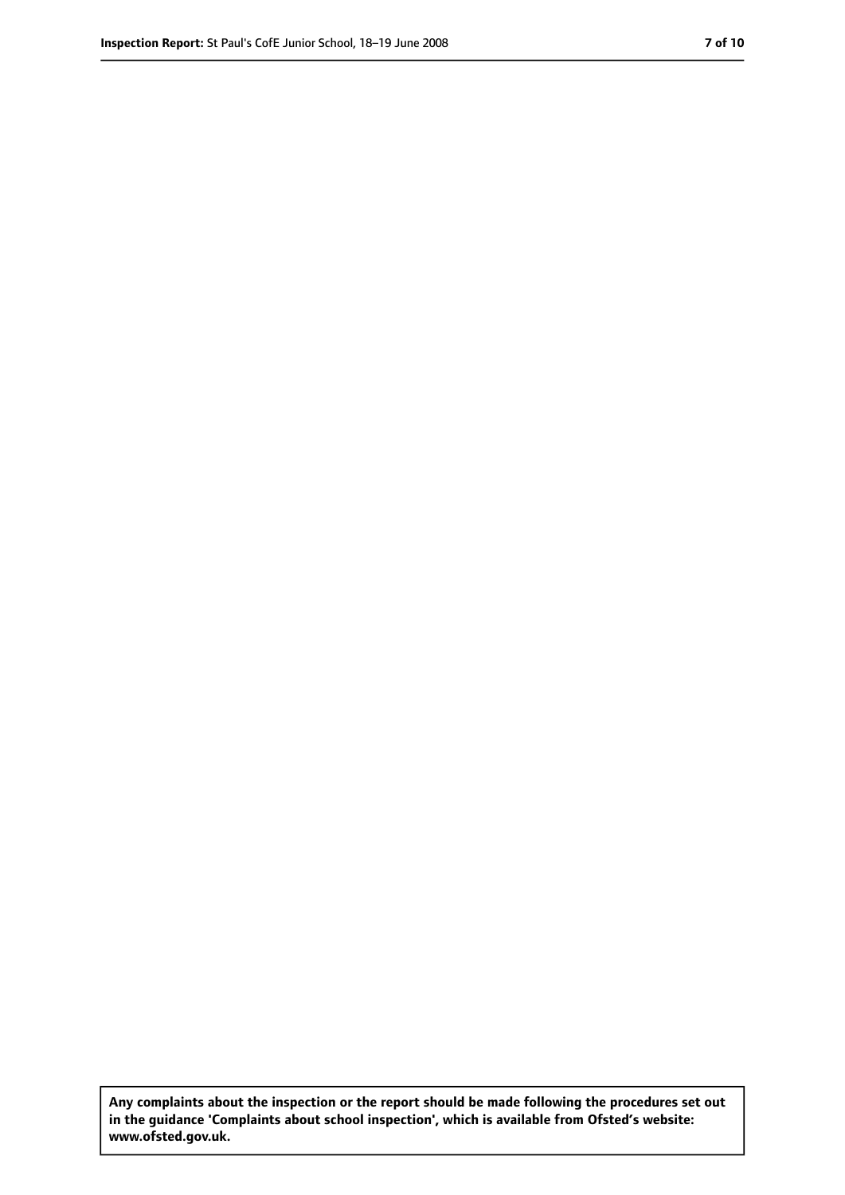**Any complaints about the inspection or the report should be made following the procedures set out in the guidance 'Complaints about school inspection', which is available from Ofsted's website: www.ofsted.gov.uk.**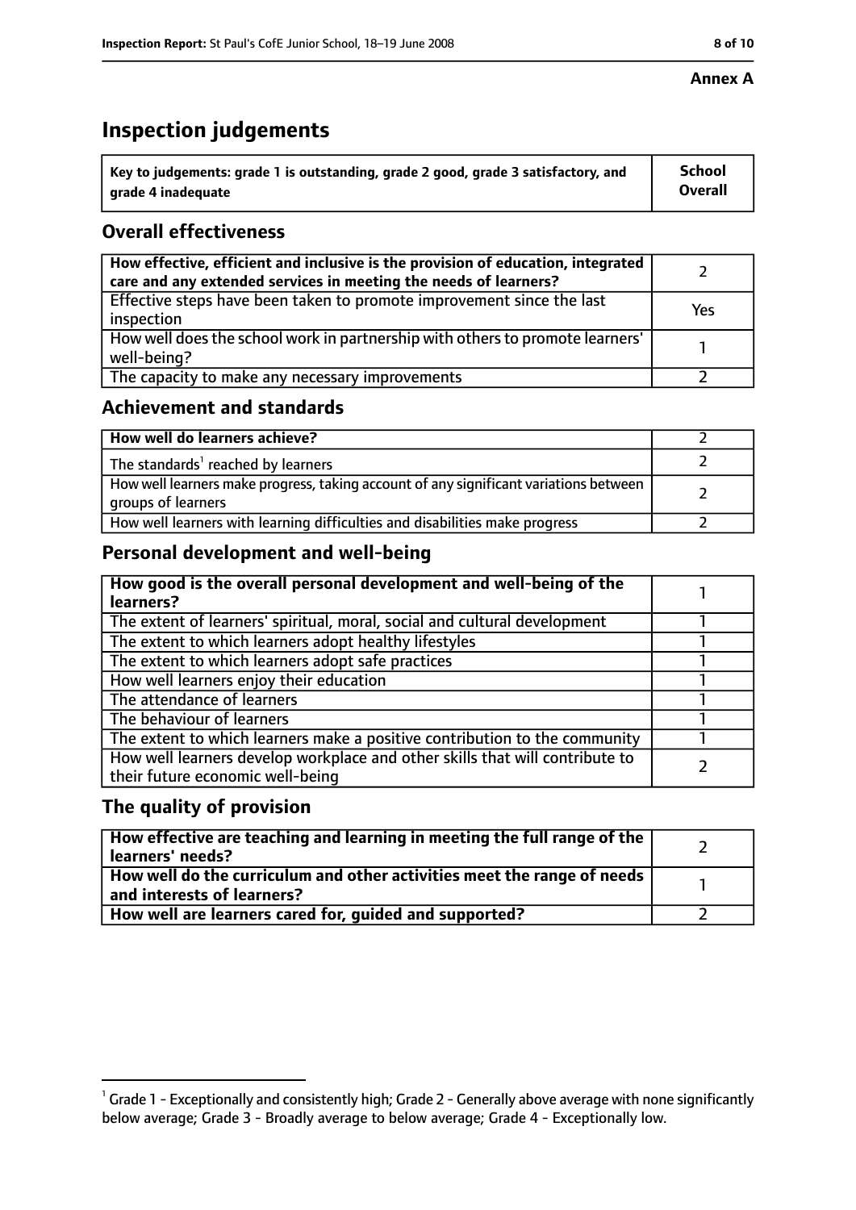**Annex A**

# Inspection judgements

| Key to judgements: grade 1 is outstanding, grade 2 good, grade 3 satisfactory, and grade 4 inadequate | School Overall |
|---|---|

## Overall effectiveness

| | |
|---|---|
| **How effective, efficient and inclusive is the provision of education, integrated care and any extended services in meeting the needs of learners?** | 2 |
| Effective steps have been taken to promote improvement since the last inspection | Yes |
| How well does the school work in partnership with others to promote learners' well-being? | 1 |
| The capacity to make any necessary improvements | 2 |

## Achievement and standards

| | |
|---|---|
| **How well do learners achieve?** | 2 |
| The standards[1] reached by learners | 2 |
| How well learners make progress, taking account of any significant variations between groups of learners | 2 |
| How well learners with learning difficulties and disabilities make progress | 2 |

## Personal development and well-being

| | |
|---|---|
| **How good is the overall personal development and well-being of the learners?** | 1 |
| The extent of learners' spiritual, moral, social and cultural development | 1 |
| The extent to which learners adopt healthy lifestyles | 1 |
| The extent to which learners adopt safe practices | 1 |
| How well learners enjoy their education | 1 |
| The attendance of learners | 1 |
| The behaviour of learners | 1 |
| The extent to which learners make a positive contribution to the community | 1 |
| How well learners develop workplace and other skills that will contribute to their future economic well-being | 2 |

## The quality of provision

| | |
|---|---|
| **How effective are teaching and learning in meeting the full range of the learners' needs?** | 2 |
| **How well do the curriculum and other activities meet the range of needs and interests of learners?** | 1 |
| **How well are learners cared for, guided and supported?** | 2 |

[1] Grade 1 - Exceptionally and consistently high; Grade 2 - Generally above average with none significantly below average; Grade 3 - Broadly average to below average; Grade 4 - Exceptionally low.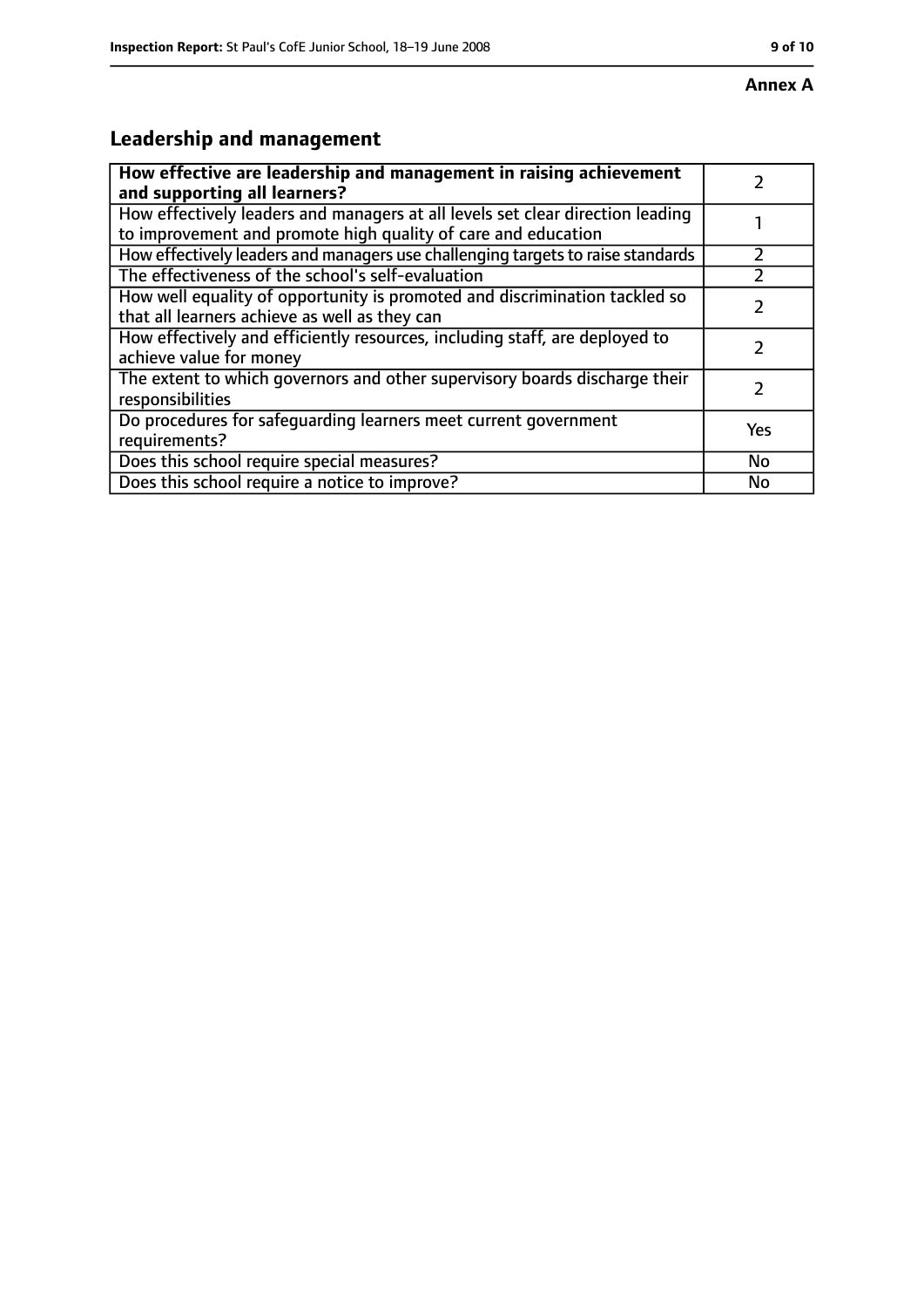**Annex A**

## Leadership and management

| **How effective are leadership and management in raising achievement and supporting all learners?** | 2 |
|---|---|
| How effectively leaders and managers at all levels set clear direction leading to improvement and promote high quality of care and education | 1 |
| How effectively leaders and managers use challenging targets to raise standards | 2 |
| The effectiveness of the school's self-evaluation | 2 |
| How well equality of opportunity is promoted and discrimination tackled so that all learners achieve as well as they can | 2 |
| How effectively and efficiently resources, including staff, are deployed to achieve value for money | 2 |
| The extent to which governors and other supervisory boards discharge their responsibilities | 2 |
| Do procedures for safeguarding learners meet current government requirements? | Yes |
| Does this school require special measures? | No |
| Does this school require a notice to improve? | No |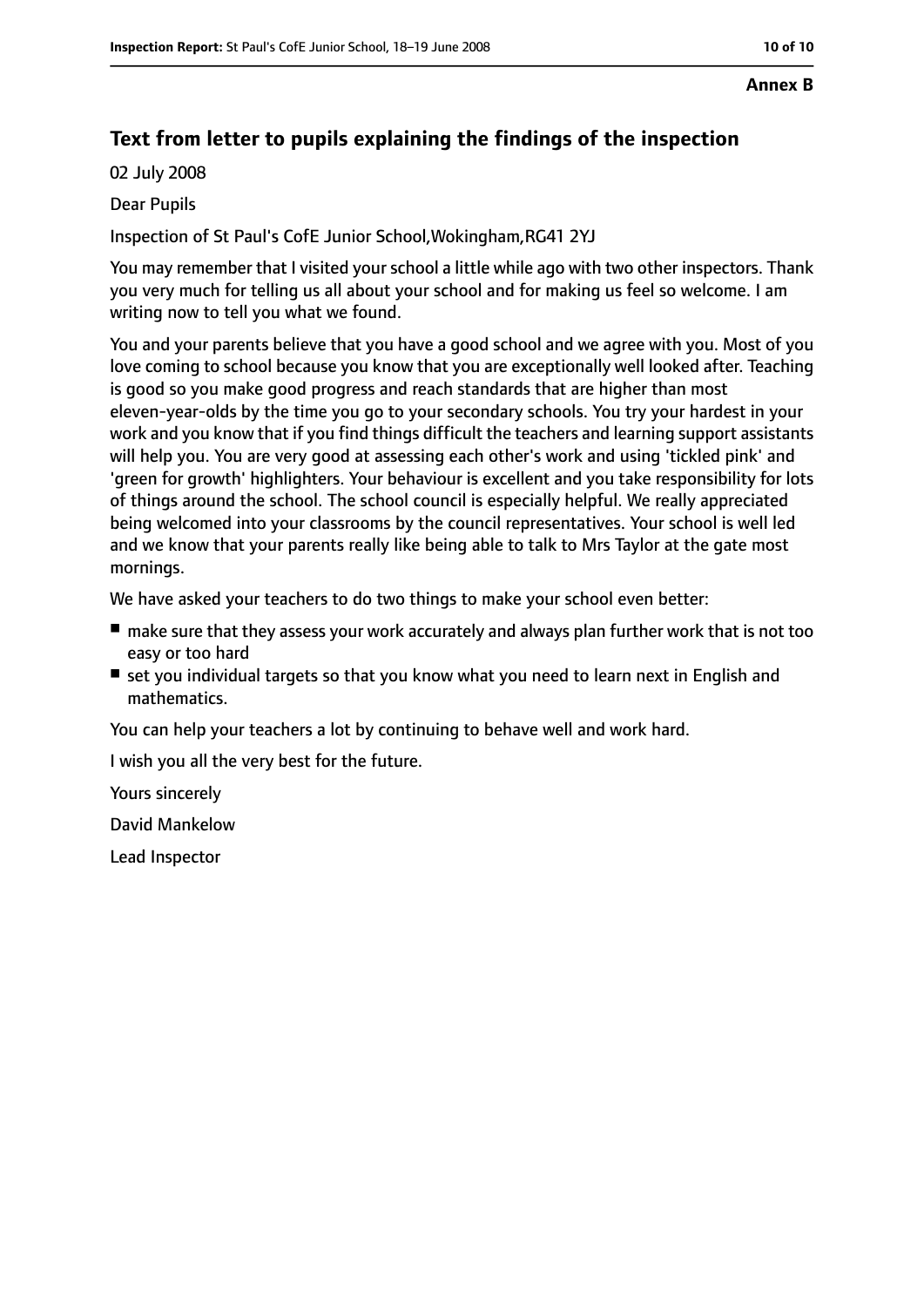**Annex B**

## Text from letter to pupils explaining the findings of the inspection

02 July 2008

Dear Pupils

Inspection of St Paul's CofE Junior School,Wokingham,RG41 2YJ

You may remember that I visited your school a little while ago with two other inspectors. Thank you very much for telling us all about your school and for making us feel so welcome. I am writing now to tell you what we found.

You and your parents believe that you have a good school and we agree with you. Most of you love coming to school because you know that you are exceptionally well looked after. Teaching is good so you make good progress and reach standards that are higher than most eleven-year-olds by the time you go to your secondary schools. You try your hardest in your work and you know that if you find things difficult the teachers and learning support assistants will help you. You are very good at assessing each other's work and using 'tickled pink' and 'green for growth' highlighters. Your behaviour is excellent and you take responsibility for lots of things around the school. The school council is especially helpful. We really appreciated being welcomed into your classrooms by the council representatives. Your school is well led and we know that your parents really like being able to talk to Mrs Taylor at the gate most mornings.

We have asked your teachers to do two things to make your school even better:

- make sure that they assess your work accurately and always plan further work that is not too easy or too hard
- set you individual targets so that you know what you need to learn next in English and mathematics.

You can help your teachers a lot by continuing to behave well and work hard.

I wish you all the very best for the future.

Yours sincerely

David Mankelow

Lead Inspector